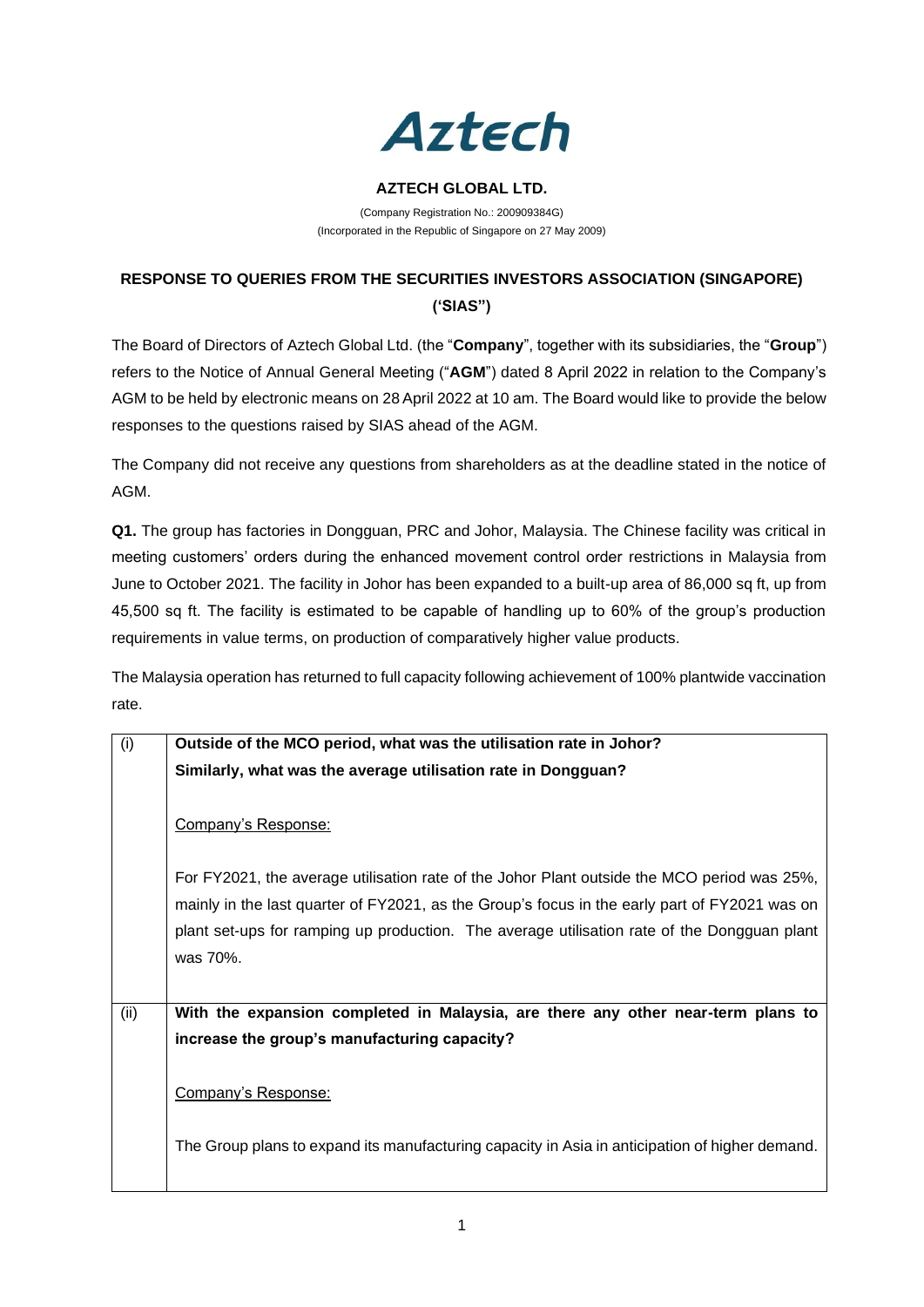Aztech

# AZTECH GLOBAL LTD.

(Company Registration No.: 200909384G)
(Incorporated in the Republic of Singapore on 27 May 2009)

## RESPONSE TO QUERIES FROM THE SECURITIES INVESTORS ASSOCIATION (SINGAPORE) ('SIAS")

The Board of Directors of Aztech Global Ltd. (the "**Company**", together with its subsidiaries, the "**Group**") refers to the Notice of Annual General Meeting ("**AGM**") dated 8 April 2022 in relation to the Company's AGM to be held by electronic means on 28 April 2022 at 10 am. The Board would like to provide the below responses to the questions raised by SIAS ahead of the AGM.

The Company did not receive any questions from shareholders as at the deadline stated in the notice of AGM.

**Q1.** The group has factories in Dongguan, PRC and Johor, Malaysia. The Chinese facility was critical in meeting customers' orders during the enhanced movement control order restrictions in Malaysia from June to October 2021. The facility in Johor has been expanded to a built-up area of 86,000 sq ft, up from 45,500 sq ft. The facility is estimated to be capable of handling up to 60% of the group's production requirements in value terms, on production of comparatively higher value products.

The Malaysia operation has returned to full capacity following achievement of 100% plantwide vaccination rate.

| | |
|---|---|
| (i) | **Outside of the MCO period, what was the utilisation rate in Johor? Similarly, what was the average utilisation rate in Dongguan?**<br><br>Company's Response:<br><br>For FY2021, the average utilisation rate of the Johor Plant outside the MCO period was 25%, mainly in the last quarter of FY2021, as the Group's focus in the early part of FY2021 was on plant set-ups for ramping up production. The average utilisation rate of the Dongguan plant was 70%. |
| (ii) | **With the expansion completed in Malaysia, are there any other near-term plans to increase the group's manufacturing capacity?**<br><br>Company's Response:<br><br>The Group plans to expand its manufacturing capacity in Asia in anticipation of higher demand. |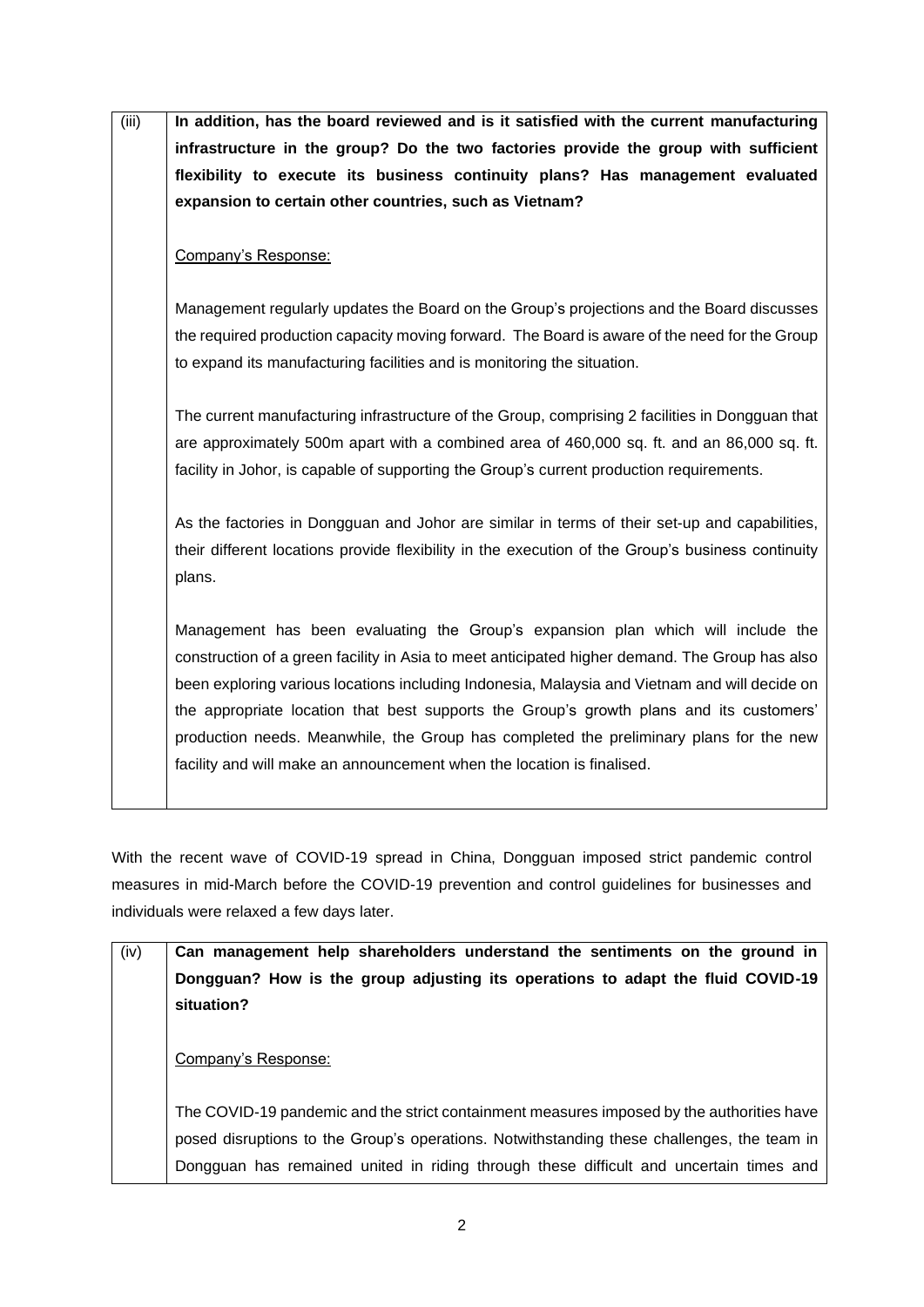| (iii) | **In addition, has the board reviewed and is it satisfied with the current manufacturing infrastructure in the group? Do the two factories provide the group with sufficient flexibility to execute its business continuity plans? Has management evaluated expansion to certain other countries, such as Vietnam?**<br><br>Company's Response:<br><br>Management regularly updates the Board on the Group's projections and the Board discusses the required production capacity moving forward. The Board is aware of the need for the Group to expand its manufacturing facilities and is monitoring the situation.<br><br>The current manufacturing infrastructure of the Group, comprising 2 facilities in Dongguan that are approximately 500m apart with a combined area of 460,000 sq. ft. and an 86,000 sq. ft. facility in Johor, is capable of supporting the Group's current production requirements.<br><br>As the factories in Dongguan and Johor are similar in terms of their set-up and capabilities, their different locations provide flexibility in the execution of the Group's business continuity plans.<br><br>Management has been evaluating the Group's expansion plan which will include the construction of a green facility in Asia to meet anticipated higher demand. The Group has also been exploring various locations including Indonesia, Malaysia and Vietnam and will decide on the appropriate location that best supports the Group's growth plans and its customers' production needs. Meanwhile, the Group has completed the preliminary plans for the new facility and will make an announcement when the location is finalised. |
|---|---|

With the recent wave of COVID-19 spread in China, Dongguan imposed strict pandemic control measures in mid-March before the COVID-19 prevention and control guidelines for businesses and individuals were relaxed a few days later.

| (iv) | **Can management help shareholders understand the sentiments on the ground in Dongguan? How is the group adjusting its operations to adapt the fluid COVID-19 situation?**<br><br>Company's Response:<br><br>The COVID-19 pandemic and the strict containment measures imposed by the authorities have posed disruptions to the Group's operations. Notwithstanding these challenges, the team in Dongguan has remained united in riding through these difficult and uncertain times and |
|---|---|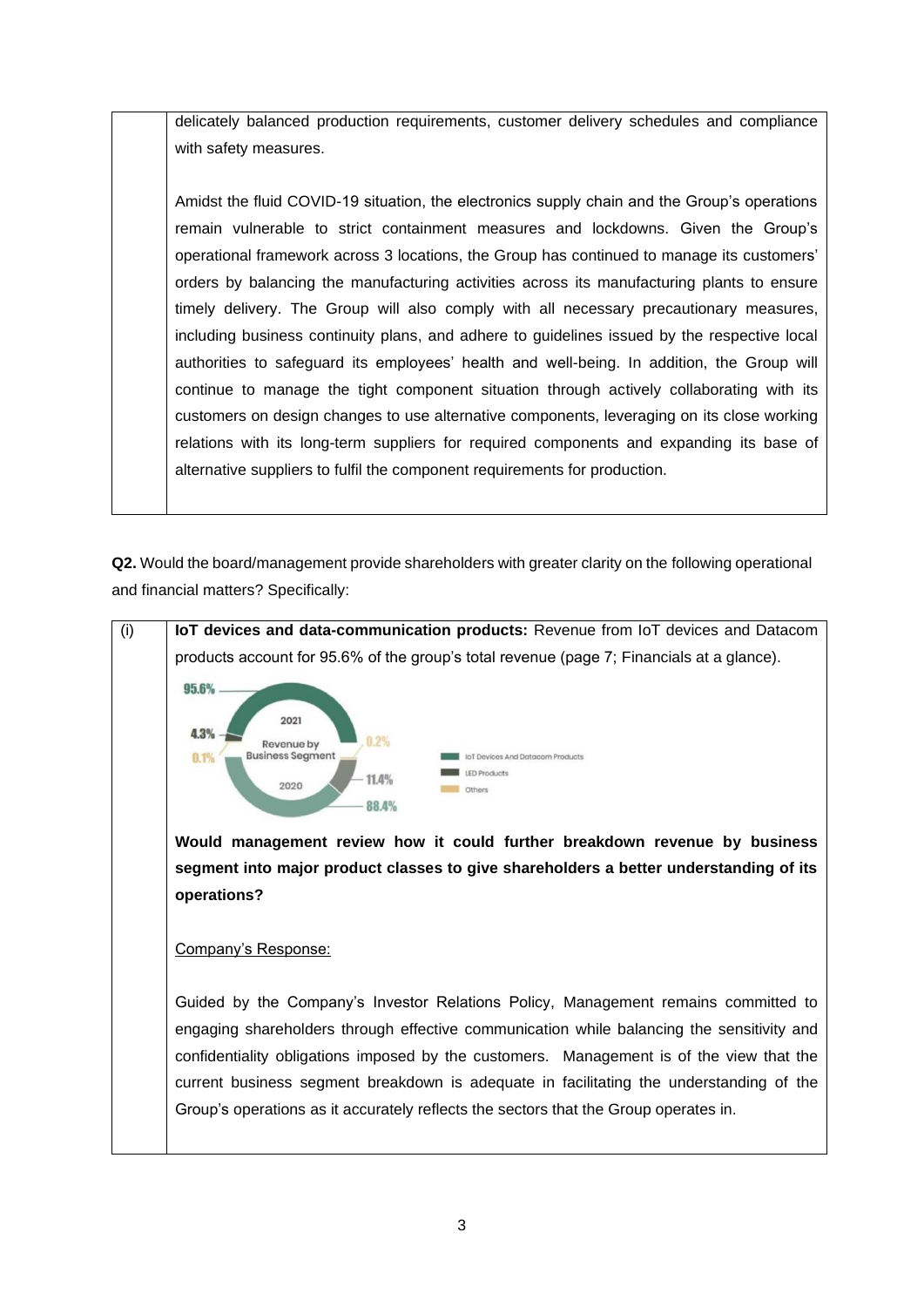| | delicately balanced production requirements, customer delivery schedules and compliance with safety measures.<br><br>Amidst the fluid COVID-19 situation, the electronics supply chain and the Group's operations remain vulnerable to strict containment measures and lockdowns. Given the Group's operational framework across 3 locations, the Group has continued to manage its customers' orders by balancing the manufacturing activities across its manufacturing plants to ensure timely delivery. The Group will also comply with all necessary precautionary measures, including business continuity plans, and adhere to guidelines issued by the respective local authorities to safeguard its employees' health and well-being. In addition, the Group will continue to manage the tight component situation through actively collaborating with its customers on design changes to use alternative components, leveraging on its close working relations with its long-term suppliers for required components and expanding its base of alternative suppliers to fulfil the component requirements for production. |
|---|---|

**Q2.** Would the board/management provide shareholders with greater clarity on the following operational and financial matters? Specifically:

| (i) | **IoT devices and data-communication products:** Revenue from IoT devices and Datacom products account for 95.6% of the group's total revenue (page 7; Financials at a glance).<br><br>95.6% / 4.3% / 0.1% — 2021 Revenue by Business Segment 2020 — 0.2% / 11.4% / 88.4%<br>IoT Devices And Datacom Products<br>LED Products<br>Others<br><br>**Would management review how it could further breakdown revenue by business segment into major product classes to give shareholders a better understanding of its operations?**<br><br>Company's Response:<br><br>Guided by the Company's Investor Relations Policy, Management remains committed to engaging shareholders through effective communication while balancing the sensitivity and confidentiality obligations imposed by the customers. Management is of the view that the current business segment breakdown is adequate in facilitating the understanding of the Group's operations as it accurately reflects the sectors that the Group operates in. |
|---|---|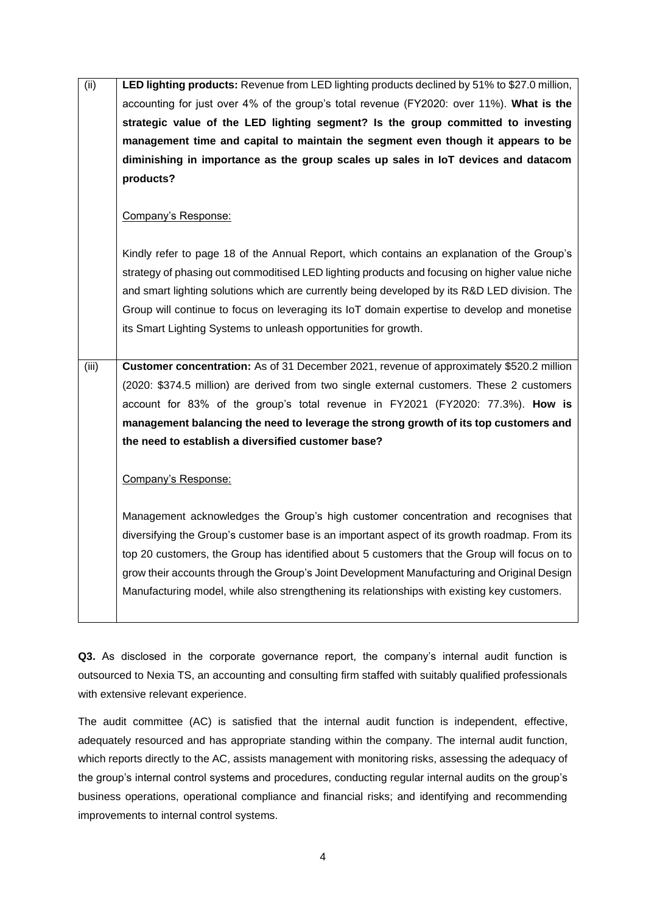| | |
|---|---|
| (ii) | **LED lighting products:** Revenue from LED lighting products declined by 51% to $27.0 million, accounting for just over 4% of the group's total revenue (FY2020: over 11%). **What is the strategic value of the LED lighting segment? Is the group committed to investing management time and capital to maintain the segment even though it appears to be diminishing in importance as the group scales up sales in IoT devices and datacom products?**<br><br><ins>Company's Response:</ins><br><br>Kindly refer to page 18 of the Annual Report, which contains an explanation of the Group's strategy of phasing out commoditised LED lighting products and focusing on higher value niche and smart lighting solutions which are currently being developed by its R&D LED division. The Group will continue to focus on leveraging its IoT domain expertise to develop and monetise its Smart Lighting Systems to unleash opportunities for growth. |
| (iii) | **Customer concentration:** As of 31 December 2021, revenue of approximately $520.2 million (2020: $374.5 million) are derived from two single external customers. These 2 customers account for 83% of the group's total revenue in FY2021 (FY2020: 77.3%). **How is management balancing the need to leverage the strong growth of its top customers and the need to establish a diversified customer base?**<br><br><ins>Company's Response:</ins><br><br>Management acknowledges the Group's high customer concentration and recognises that diversifying the Group's customer base is an important aspect of its growth roadmap. From its top 20 customers, the Group has identified about 5 customers that the Group will focus on to grow their accounts through the Group's Joint Development Manufacturing and Original Design Manufacturing model, while also strengthening its relationships with existing key customers. |

**Q3.** As disclosed in the corporate governance report, the company's internal audit function is outsourced to Nexia TS, an accounting and consulting firm staffed with suitably qualified professionals with extensive relevant experience.

The audit committee (AC) is satisfied that the internal audit function is independent, effective, adequately resourced and has appropriate standing within the company. The internal audit function, which reports directly to the AC, assists management with monitoring risks, assessing the adequacy of the group's internal control systems and procedures, conducting regular internal audits on the group's business operations, operational compliance and financial risks; and identifying and recommending improvements to internal control systems.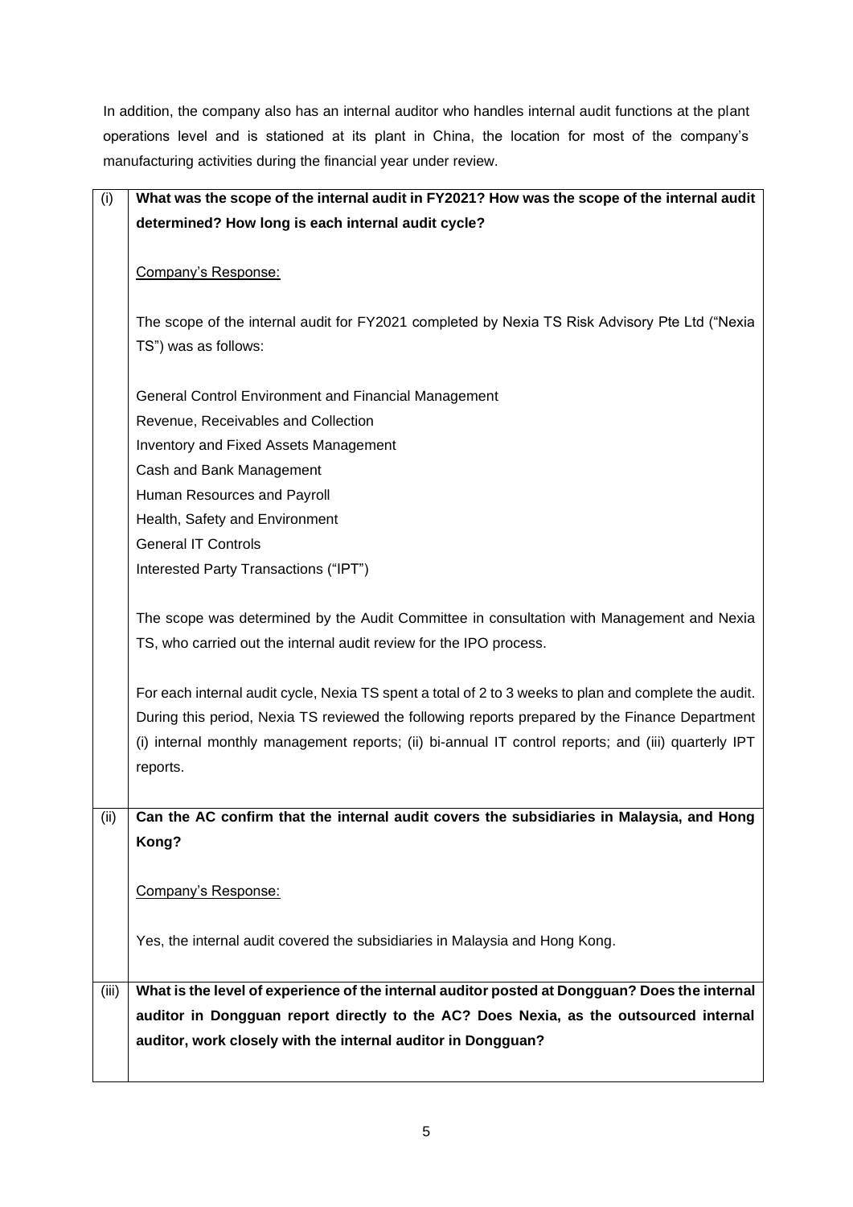In addition, the company also has an internal auditor who handles internal audit functions at the plant operations level and is stationed at its plant in China, the location for most of the company's manufacturing activities during the financial year under review.

| | |
|---|---|
| (i) | **What was the scope of the internal audit in FY2021? How was the scope of the internal audit determined? How long is each internal audit cycle?**<br><br>Company's Response:<br><br>The scope of the internal audit for FY2021 completed by Nexia TS Risk Advisory Pte Ltd ("Nexia TS") was as follows:<br><br>General Control Environment and Financial Management<br>Revenue, Receivables and Collection<br>Inventory and Fixed Assets Management<br>Cash and Bank Management<br>Human Resources and Payroll<br>Health, Safety and Environment<br>General IT Controls<br>Interested Party Transactions ("IPT")<br><br>The scope was determined by the Audit Committee in consultation with Management and Nexia TS, who carried out the internal audit review for the IPO process.<br><br>For each internal audit cycle, Nexia TS spent a total of 2 to 3 weeks to plan and complete the audit. During this period, Nexia TS reviewed the following reports prepared by the Finance Department (i) internal monthly management reports; (ii) bi-annual IT control reports; and (iii) quarterly IPT reports. |
| (ii) | **Can the AC confirm that the internal audit covers the subsidiaries in Malaysia, and Hong Kong?**<br><br>Company's Response:<br><br>Yes, the internal audit covered the subsidiaries in Malaysia and Hong Kong. |
| (iii) | **What is the level of experience of the internal auditor posted at Dongguan? Does the internal auditor in Dongguan report directly to the AC? Does Nexia, as the outsourced internal auditor, work closely with the internal auditor in Dongguan?** |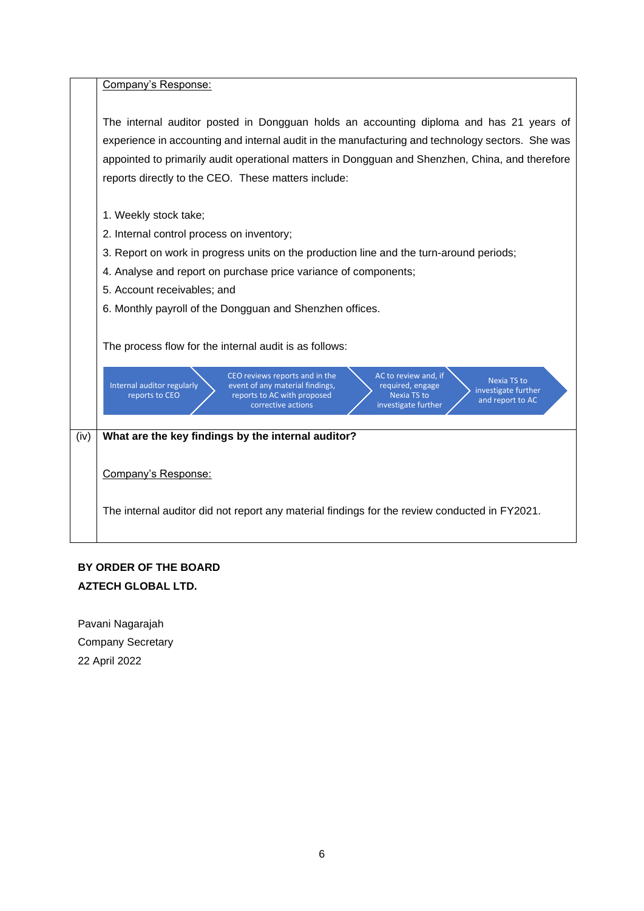| | |
|---|---|
| | Company's Response:<br><br>The internal auditor posted in Dongguan holds an accounting diploma and has 21 years of experience in accounting and internal audit in the manufacturing and technology sectors. She was appointed to primarily audit operational matters in Dongguan and Shenzhen, China, and therefore reports directly to the CEO. These matters include:<br><br>1. Weekly stock take;<br>2. Internal control process on inventory;<br>3. Report on work in progress units on the production line and the turn-around periods;<br>4. Analyse and report on purchase price variance of components;<br>5. Account receivables; and<br>6. Monthly payroll of the Dongguan and Shenzhen offices.<br><br>The process flow for the internal audit is as follows:<br><br>Internal auditor regularly reports to CEO → CEO reviews reports and in the event of any material findings, reports to AC with proposed corrective actions → AC to review and, if required, engage Nexia TS to investigate further → Nexia TS to investigate further and report to AC |
| (iv) | **What are the key findings by the internal auditor?**<br><br>Company's Response:<br><br>The internal auditor did not report any material findings for the review conducted in FY2021. |

**BY ORDER OF THE BOARD**
**AZTECH GLOBAL LTD.**

Pavani Nagarajah
Company Secretary
22 April 2022